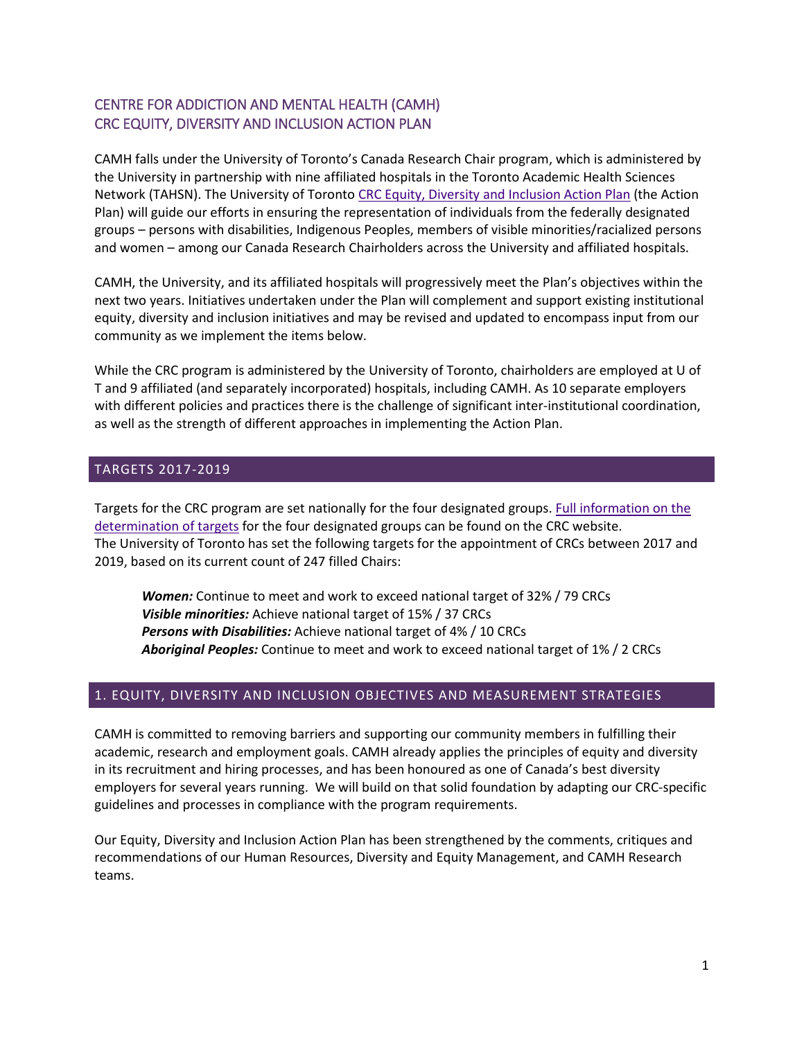# CENTRE FOR ADDICTION AND MENTAL HEALTH (CAMH)
# CRC EQUITY, DIVERSITY AND INCLUSION ACTION PLAN

CAMH falls under the University of Toronto's Canada Research Chair program, which is administered by the University in partnership with nine affiliated hospitals in the Toronto Academic Health Sciences Network (TAHSN). The University of Toronto [CRC Equity, Diversity and Inclusion Action Plan](#) (the Action Plan) will guide our efforts in ensuring the representation of individuals from the federally designated groups – persons with disabilities, Indigenous Peoples, members of visible minorities/racialized persons and women – among our Canada Research Chairholders across the University and affiliated hospitals.

CAMH, the University, and its affiliated hospitals will progressively meet the Plan's objectives within the next two years. Initiatives undertaken under the Plan will complement and support existing institutional equity, diversity and inclusion initiatives and may be revised and updated to encompass input from our community as we implement the items below.

While the CRC program is administered by the University of Toronto, chairholders are employed at U of T and 9 affiliated (and separately incorporated) hospitals, including CAMH. As 10 separate employers with different policies and practices there is the challenge of significant inter-institutional coordination, as well as the strength of different approaches in implementing the Action Plan.

## TARGETS 2017-2019

Targets for the CRC program are set nationally for the four designated groups. [Full information on the determination of targets](#) for the four designated groups can be found on the CRC website.
The University of Toronto has set the following targets for the appointment of CRCs between 2017 and 2019, based on its current count of 247 filled Chairs:

> ***Women:*** Continue to meet and work to exceed national target of 32% / 79 CRCs
> ***Visible minorities:*** Achieve national target of 15% / 37 CRCs
> ***Persons with Disabilities:*** Achieve national target of 4% / 10 CRCs
> ***Aboriginal Peoples:*** Continue to meet and work to exceed national target of 1% / 2 CRCs

## 1. EQUITY, DIVERSITY AND INCLUSION OBJECTIVES AND MEASUREMENT STRATEGIES

CAMH is committed to removing barriers and supporting our community members in fulfilling their academic, research and employment goals. CAMH already applies the principles of equity and diversity in its recruitment and hiring processes, and has been honoured as one of Canada's best diversity employers for several years running. We will build on that solid foundation by adapting our CRC-specific guidelines and processes in compliance with the program requirements.

Our Equity, Diversity and Inclusion Action Plan has been strengthened by the comments, critiques and recommendations of our Human Resources, Diversity and Equity Management, and CAMH Research teams.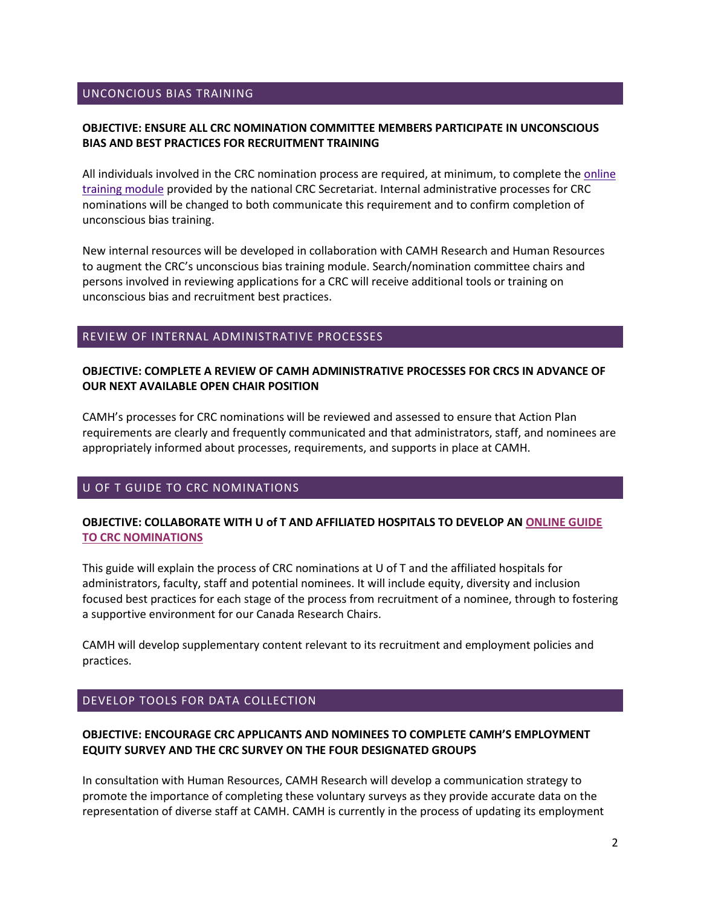## UNCONCIOUS BIAS TRAINING

**OBJECTIVE: ENSURE ALL CRC NOMINATION COMMITTEE MEMBERS PARTICIPATE IN UNCONSCIOUS BIAS AND BEST PRACTICES FOR RECRUITMENT TRAINING**

All individuals involved in the CRC nomination process are required, at minimum, to complete the online training module provided by the national CRC Secretariat. Internal administrative processes for CRC nominations will be changed to both communicate this requirement and to confirm completion of unconscious bias training.

New internal resources will be developed in collaboration with CAMH Research and Human Resources to augment the CRC's unconscious bias training module. Search/nomination committee chairs and persons involved in reviewing applications for a CRC will receive additional tools or training on unconscious bias and recruitment best practices.

## REVIEW OF INTERNAL ADMINISTRATIVE PROCESSES

**OBJECTIVE: COMPLETE A REVIEW OF CAMH ADMINISTRATIVE PROCESSES FOR CRCS IN ADVANCE OF OUR NEXT AVAILABLE OPEN CHAIR POSITION**

CAMH's processes for CRC nominations will be reviewed and assessed to ensure that Action Plan requirements are clearly and frequently communicated and that administrators, staff, and nominees are appropriately informed about processes, requirements, and supports in place at CAMH.

## U OF T GUIDE TO CRC NOMINATIONS

**OBJECTIVE: COLLABORATE WITH U of T AND AFFILIATED HOSPITALS TO DEVELOP AN ONLINE GUIDE TO CRC NOMINATIONS**

This guide will explain the process of CRC nominations at U of T and the affiliated hospitals for administrators, faculty, staff and potential nominees. It will include equity, diversity and inclusion focused best practices for each stage of the process from recruitment of a nominee, through to fostering a supportive environment for our Canada Research Chairs.

CAMH will develop supplementary content relevant to its recruitment and employment policies and practices.

## DEVELOP TOOLS FOR DATA COLLECTION

**OBJECTIVE: ENCOURAGE CRC APPLICANTS AND NOMINEES TO COMPLETE CAMH'S EMPLOYMENT EQUITY SURVEY AND THE CRC SURVEY ON THE FOUR DESIGNATED GROUPS**

In consultation with Human Resources, CAMH Research will develop a communication strategy to promote the importance of completing these voluntary surveys as they provide accurate data on the representation of diverse staff at CAMH. CAMH is currently in the process of updating its employment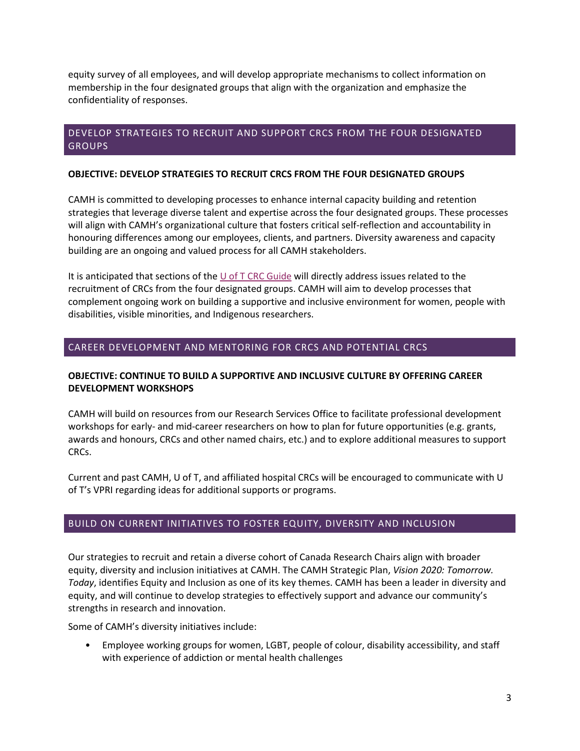equity survey of all employees, and will develop appropriate mechanisms to collect information on membership in the four designated groups that align with the organization and emphasize the confidentiality of responses.

## DEVELOP STRATEGIES TO RECRUIT AND SUPPORT CRCS FROM THE FOUR DESIGNATED GROUPS

**OBJECTIVE: DEVELOP STRATEGIES TO RECRUIT CRCS FROM THE FOUR DESIGNATED GROUPS**

CAMH is committed to developing processes to enhance internal capacity building and retention strategies that leverage diverse talent and expertise across the four designated groups. These processes will align with CAMH's organizational culture that fosters critical self-reflection and accountability in honouring differences among our employees, clients, and partners. Diversity awareness and capacity building are an ongoing and valued process for all CAMH stakeholders.

It is anticipated that sections of the U of T CRC Guide will directly address issues related to the recruitment of CRCs from the four designated groups. CAMH will aim to develop processes that complement ongoing work on building a supportive and inclusive environment for women, people with disabilities, visible minorities, and Indigenous researchers.

## CAREER DEVELOPMENT AND MENTORING FOR CRCS AND POTENTIAL CRCS

**OBJECTIVE: CONTINUE TO BUILD A SUPPORTIVE AND INCLUSIVE CULTURE BY OFFERING CAREER DEVELOPMENT WORKSHOPS**

CAMH will build on resources from our Research Services Office to facilitate professional development workshops for early- and mid-career researchers on how to plan for future opportunities (e.g. grants, awards and honours, CRCs and other named chairs, etc.) and to explore additional measures to support CRCs.

Current and past CAMH, U of T, and affiliated hospital CRCs will be encouraged to communicate with U of T's VPRI regarding ideas for additional supports or programs.

## BUILD ON CURRENT INITIATIVES TO FOSTER EQUITY, DIVERSITY AND INCLUSION

Our strategies to recruit and retain a diverse cohort of Canada Research Chairs align with broader equity, diversity and inclusion initiatives at CAMH. The CAMH Strategic Plan, *Vision 2020: Tomorrow. Today*, identifies Equity and Inclusion as one of its key themes. CAMH has been a leader in diversity and equity, and will continue to develop strategies to effectively support and advance our community's strengths in research and innovation.

Some of CAMH's diversity initiatives include:

- Employee working groups for women, LGBT, people of colour, disability accessibility, and staff with experience of addiction or mental health challenges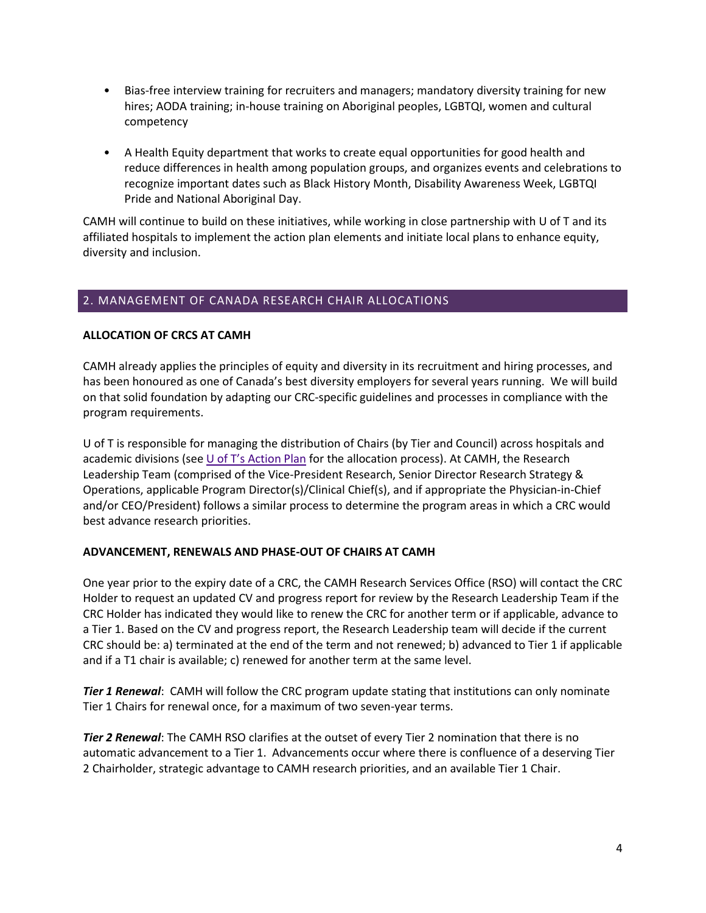- Bias-free interview training for recruiters and managers; mandatory diversity training for new hires; AODA training; in-house training on Aboriginal peoples, LGBTQI, women and cultural competency

- A Health Equity department that works to create equal opportunities for good health and reduce differences in health among population groups, and organizes events and celebrations to recognize important dates such as Black History Month, Disability Awareness Week, LGBTQI Pride and National Aboriginal Day.

CAMH will continue to build on these initiatives, while working in close partnership with U of T and its affiliated hospitals to implement the action plan elements and initiate local plans to enhance equity, diversity and inclusion.

## 2. MANAGEMENT OF CANADA RESEARCH CHAIR ALLOCATIONS

### ALLOCATION OF CRCS AT CAMH

CAMH already applies the principles of equity and diversity in its recruitment and hiring processes, and has been honoured as one of Canada's best diversity employers for several years running. We will build on that solid foundation by adapting our CRC-specific guidelines and processes in compliance with the program requirements.

U of T is responsible for managing the distribution of Chairs (by Tier and Council) across hospitals and academic divisions (see U of T's Action Plan for the allocation process). At CAMH, the Research Leadership Team (comprised of the Vice-President Research, Senior Director Research Strategy & Operations, applicable Program Director(s)/Clinical Chief(s), and if appropriate the Physician-in-Chief and/or CEO/President) follows a similar process to determine the program areas in which a CRC would best advance research priorities.

### ADVANCEMENT, RENEWALS AND PHASE-OUT OF CHAIRS AT CAMH

One year prior to the expiry date of a CRC, the CAMH Research Services Office (RSO) will contact the CRC Holder to request an updated CV and progress report for review by the Research Leadership Team if the CRC Holder has indicated they would like to renew the CRC for another term or if applicable, advance to a Tier 1. Based on the CV and progress report, the Research Leadership team will decide if the current CRC should be: a) terminated at the end of the term and not renewed; b) advanced to Tier 1 if applicable and if a T1 chair is available; c) renewed for another term at the same level.

***Tier 1 Renewal***: CAMH will follow the CRC program update stating that institutions can only nominate Tier 1 Chairs for renewal once, for a maximum of two seven-year terms.

***Tier 2 Renewal***: The CAMH RSO clarifies at the outset of every Tier 2 nomination that there is no automatic advancement to a Tier 1. Advancements occur where there is confluence of a deserving Tier 2 Chairholder, strategic advantage to CAMH research priorities, and an available Tier 1 Chair.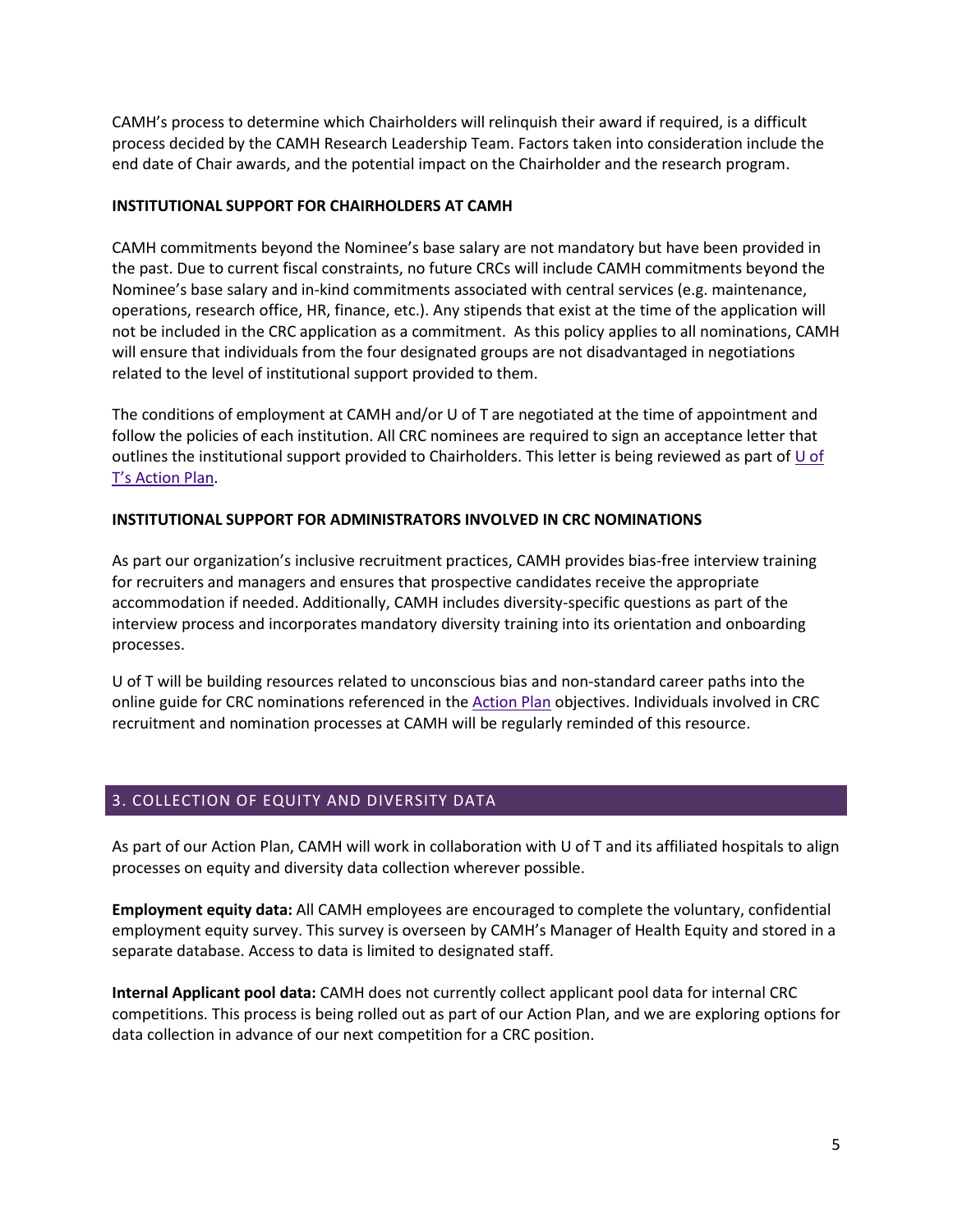CAMH's process to determine which Chairholders will relinquish their award if required, is a difficult process decided by the CAMH Research Leadership Team. Factors taken into consideration include the end date of Chair awards, and the potential impact on the Chairholder and the research program.

**INSTITUTIONAL SUPPORT FOR CHAIRHOLDERS AT CAMH**

CAMH commitments beyond the Nominee's base salary are not mandatory but have been provided in the past. Due to current fiscal constraints, no future CRCs will include CAMH commitments beyond the Nominee's base salary and in-kind commitments associated with central services (e.g. maintenance, operations, research office, HR, finance, etc.). Any stipends that exist at the time of the application will not be included in the CRC application as a commitment. As this policy applies to all nominations, CAMH will ensure that individuals from the four designated groups are not disadvantaged in negotiations related to the level of institutional support provided to them.

The conditions of employment at CAMH and/or U of T are negotiated at the time of appointment and follow the policies of each institution. All CRC nominees are required to sign an acceptance letter that outlines the institutional support provided to Chairholders. This letter is being reviewed as part of U of T's Action Plan.

**INSTITUTIONAL SUPPORT FOR ADMINISTRATORS INVOLVED IN CRC NOMINATIONS**

As part our organization's inclusive recruitment practices, CAMH provides bias-free interview training for recruiters and managers and ensures that prospective candidates receive the appropriate accommodation if needed. Additionally, CAMH includes diversity-specific questions as part of the interview process and incorporates mandatory diversity training into its orientation and onboarding processes.

U of T will be building resources related to unconscious bias and non-standard career paths into the online guide for CRC nominations referenced in the Action Plan objectives. Individuals involved in CRC recruitment and nomination processes at CAMH will be regularly reminded of this resource.

## 3. COLLECTION OF EQUITY AND DIVERSITY DATA

As part of our Action Plan, CAMH will work in collaboration with U of T and its affiliated hospitals to align processes on equity and diversity data collection wherever possible.

**Employment equity data:** All CAMH employees are encouraged to complete the voluntary, confidential employment equity survey. This survey is overseen by CAMH's Manager of Health Equity and stored in a separate database. Access to data is limited to designated staff.

**Internal Applicant pool data:** CAMH does not currently collect applicant pool data for internal CRC competitions. This process is being rolled out as part of our Action Plan, and we are exploring options for data collection in advance of our next competition for a CRC position.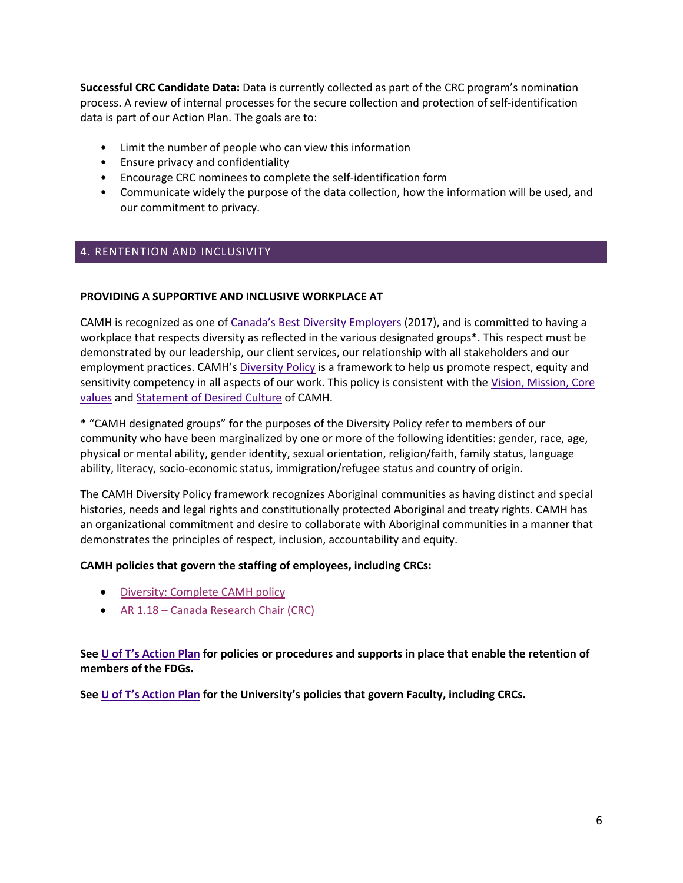**Successful CRC Candidate Data:** Data is currently collected as part of the CRC program's nomination process. A review of internal processes for the secure collection and protection of self-identification data is part of our Action Plan. The goals are to:

- Limit the number of people who can view this information
- Ensure privacy and confidentiality
- Encourage CRC nominees to complete the self-identification form
- Communicate widely the purpose of the data collection, how the information will be used, and our commitment to privacy.

## 4. RENTENTION AND INCLUSIVITY

**PROVIDING A SUPPORTIVE AND INCLUSIVE WORKPLACE AT**

CAMH is recognized as one of Canada's Best Diversity Employers (2017), and is committed to having a workplace that respects diversity as reflected in the various designated groups*. This respect must be demonstrated by our leadership, our client services, our relationship with all stakeholders and our employment practices. CAMH's Diversity Policy is a framework to help us promote respect, equity and sensitivity competency in all aspects of our work. This policy is consistent with the Vision, Mission, Core values and Statement of Desired Culture of CAMH.

* "CAMH designated groups" for the purposes of the Diversity Policy refer to members of our community who have been marginalized by one or more of the following identities: gender, race, age, physical or mental ability, gender identity, sexual orientation, religion/faith, family status, language ability, literacy, socio-economic status, immigration/refugee status and country of origin.

The CAMH Diversity Policy framework recognizes Aboriginal communities as having distinct and special histories, needs and legal rights and constitutionally protected Aboriginal and treaty rights. CAMH has an organizational commitment and desire to collaborate with Aboriginal communities in a manner that demonstrates the principles of respect, inclusion, accountability and equity.

**CAMH policies that govern the staffing of employees, including CRCs:**

- Diversity: Complete CAMH policy
- AR 1.18 – Canada Research Chair (CRC)

**See U of T's Action Plan for policies or procedures and supports in place that enable the retention of members of the FDGs.**

**See U of T's Action Plan for the University's policies that govern Faculty, including CRCs.**